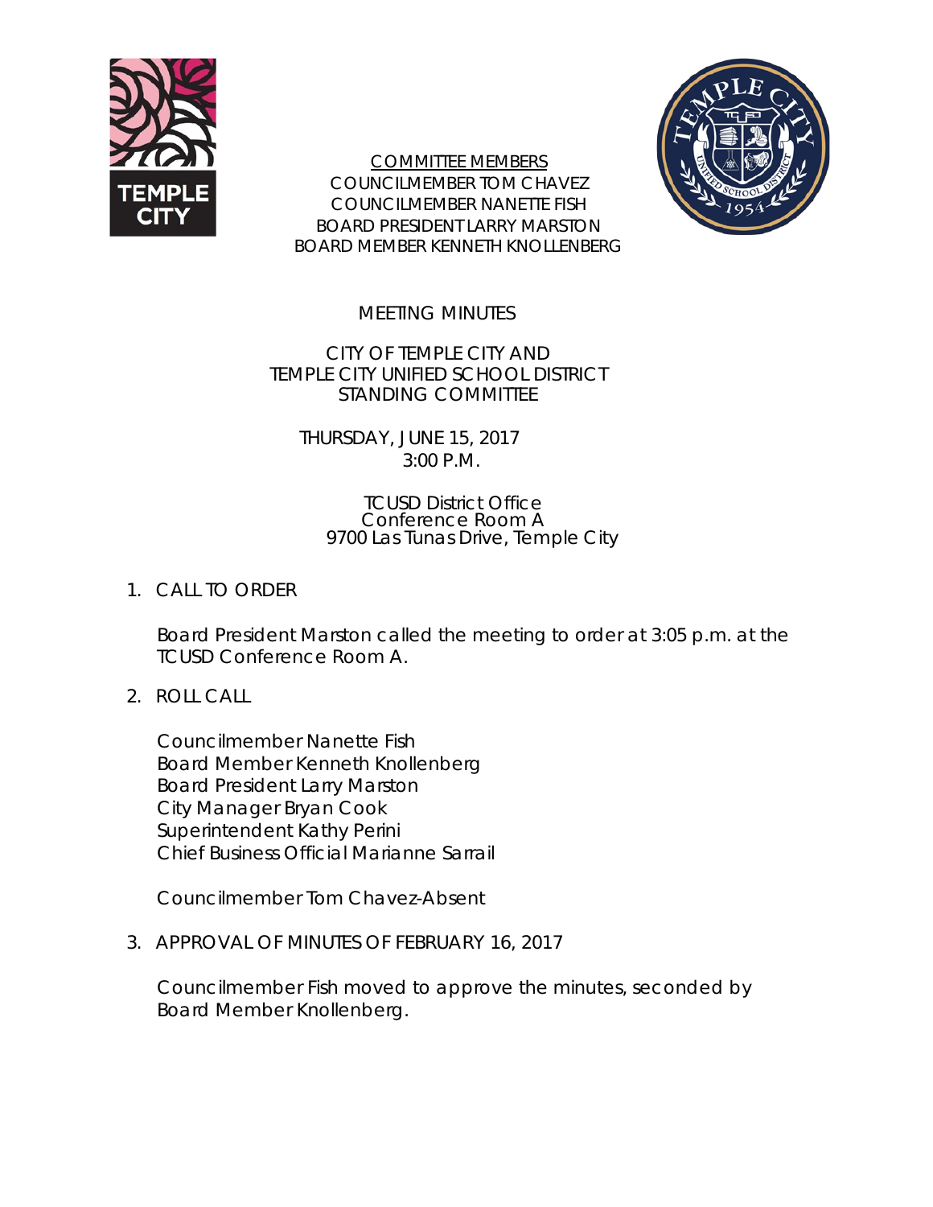COMMITTEE MEMBERS
COUNCILMEMBER TOM CHAVEZ
COUNCILMEMBER NANETTE FISH
BOARD PRESIDENT LARRY MARSTON
BOARD MEMBER KENNETH KNOLLENBERG

# MEETING MINUTES

## CITY OF TEMPLE CITY AND TEMPLE CITY UNIFIED SCHOOL DISTRICT STANDING COMMITTEE

THURSDAY, JUNE 15, 2017
3:00 P.M.

TCUSD District Office
Conference Room A
9700 Las Tunas Drive, Temple City

1. CALL TO ORDER

   Board President Marston called the meeting to order at 3:05 p.m. at the TCUSD Conference Room A.

2. ROLL CALL

   Councilmember Nanette Fish
   Board Member Kenneth Knollenberg
   Board President Larry Marston
   City Manager Bryan Cook
   Superintendent Kathy Perini
   Chief Business Official Marianne Sarrail

   Councilmember Tom Chavez-Absent

3. APPROVAL OF MINUTES OF FEBRUARY 16, 2017

   Councilmember Fish moved to approve the minutes, seconded by Board Member Knollenberg.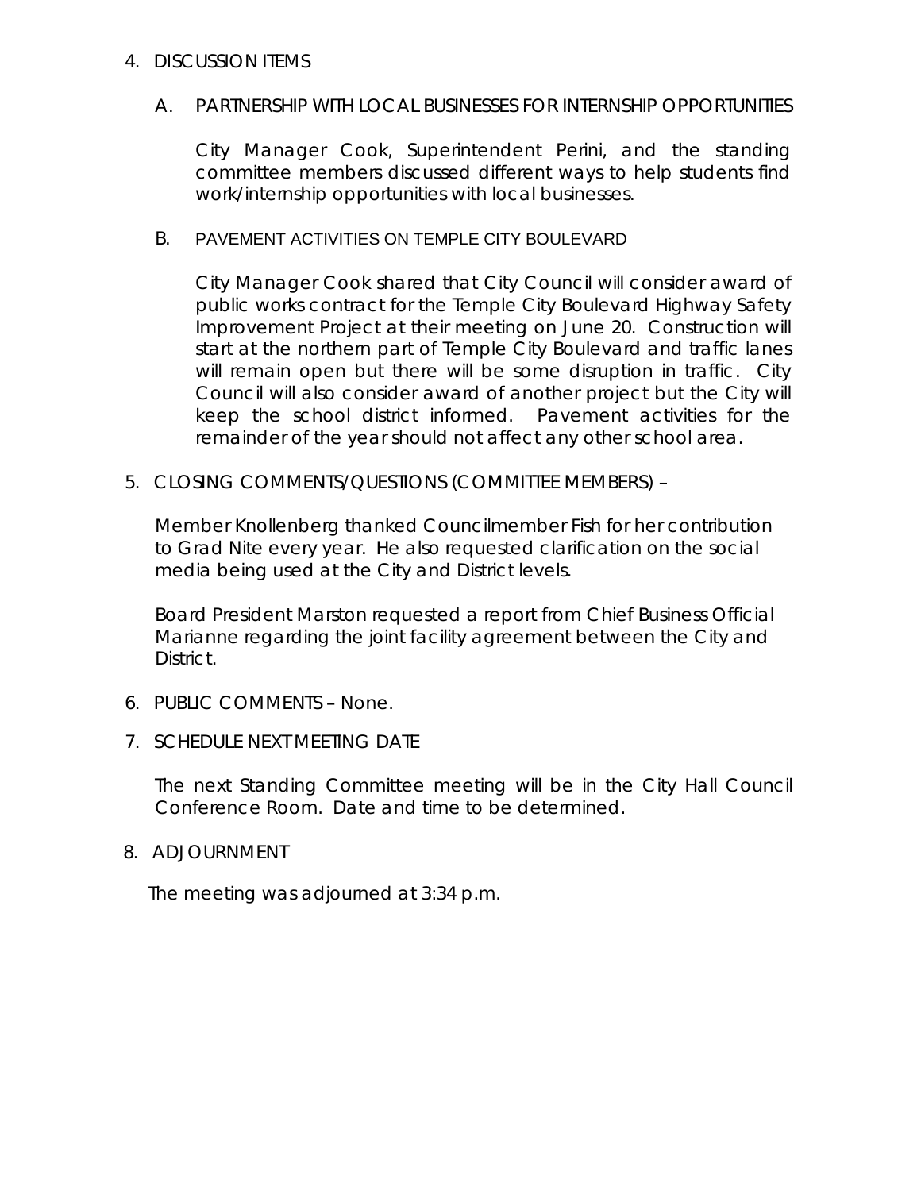4. DISCUSSION ITEMS

   A. PARTNERSHIP WITH LOCAL BUSINESSES FOR INTERNSHIP OPPORTUNITIES

      City Manager Cook, Superintendent Perini, and the standing committee members discussed different ways to help students find work/internship opportunities with local businesses.

   B. PAVEMENT ACTIVITIES ON TEMPLE CITY BOULEVARD

      City Manager Cook shared that City Council will consider award of public works contract for the Temple City Boulevard Highway Safety Improvement Project at their meeting on June 20. Construction will start at the northern part of Temple City Boulevard and traffic lanes will remain open but there will be some disruption in traffic. City Council will also consider award of another project but the City will keep the school district informed. Pavement activities for the remainder of the year should not affect any other school area.

5. CLOSING COMMENTS/QUESTIONS (COMMITTEE MEMBERS) –

   Member Knollenberg thanked Councilmember Fish for her contribution to Grad Nite every year. He also requested clarification on the social media being used at the City and District levels.

   Board President Marston requested a report from Chief Business Official Marianne regarding the joint facility agreement between the City and District.

6. PUBLIC COMMENTS – None.

7. SCHEDULE NEXT MEETING DATE

   The next Standing Committee meeting will be in the City Hall Council Conference Room. Date and time to be determined.

8. ADJOURNMENT

   The meeting was adjourned at 3:34 p.m.